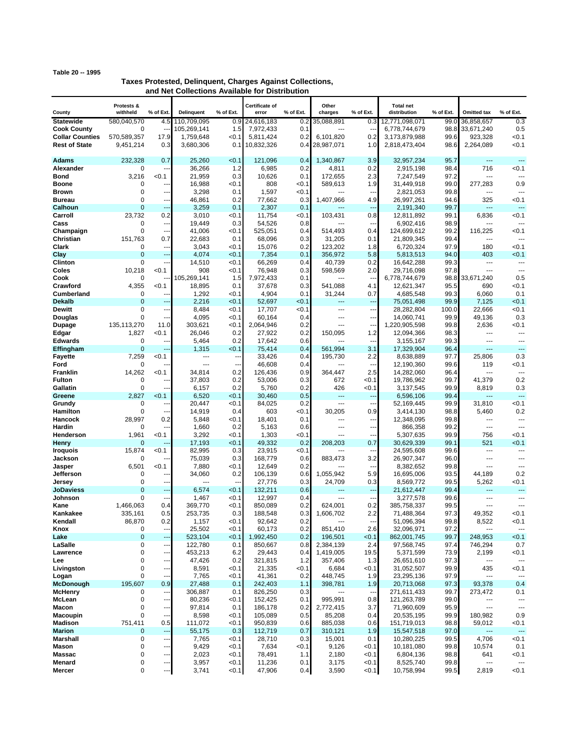Table 20 -- 1995

## Taxes Protested, Delinquent, Charges Against Collections, and Net Collections Available for Distribution

| County | Protests & withheld | % of Ext. | Delinquent | % of Ext. | Certificate of error | % of Ext. | Other charges | % of Ext. | Total net distribution | % of Ext. | Omitted tax | % of Ext. |
|---|---|---|---|---|---|---|---|---|---|---|---|---|
| **Statewide** | 580,040,570 | 4.5 | 110,709,095 | 0.9 | 24,616,183 | 0.2 | 35,088,891 | 0.3 | 12,771,098,071 | 99.0 | 36,858,657 | 0.3 |
| **Cook County** | 0 | --- | 105,269,141 | 1.5 | 7,972,433 | 0.1 | --- | --- | 6,778,744,679 | 98.8 | 33,671,240 | 0.5 |
| **Collar Counties** | 570,589,357 | 17.9 | 1,759,648 | <0.1 | 5,811,424 | 0.2 | 6,101,820 | 0.2 | 3,173,879,988 | 99.6 | 923,328 | <0.1 |
| **Rest of State** | 9,451,214 | 0.3 | 3,680,306 | 0.1 | 10,832,326 | 0.4 | 28,987,071 | 1.0 | 2,818,473,404 | 98.6 | 2,264,089 | <0.1 |
| | | | | | | | | | | | | |
| **Adams** | 232,328 | 0.7 | 25,260 | <0.1 | 121,096 | 0.4 | 1,340,867 | 3.9 | 32,957,234 | 95.7 | --- | --- |
| **Alexander** | 0 | --- | 36,266 | 1.2 | 6,985 | 0.2 | 4,811 | 0.2 | 2,915,198 | 98.4 | 716 | <0.1 |
| **Bond** | 3,216 | <0.1 | 21,959 | 0.3 | 10,626 | 0.1 | 172,655 | 2.3 | 7,247,549 | 97.2 | --- | --- |
| **Boone** | 0 | --- | 16,988 | <0.1 | 808 | <0.1 | 589,613 | 1.9 | 31,449,918 | 99.0 | 277,283 | 0.9 |
| **Brown** | 0 | --- | 3,298 | 0.1 | 1,597 | <0.1 | --- | --- | 2,821,053 | 99.8 | --- | --- |
| **Bureau** | 0 | --- | 46,861 | 0.2 | 77,662 | 0.3 | 1,407,966 | 4.9 | 26,997,261 | 94.6 | 325 | <0.1 |
| **Calhoun** | 0 | --- | 3,259 | 0.1 | 2,307 | 0.1 | --- | --- | 2,191,340 | 99.7 | --- | --- |
| **Carroll** | 23,732 | 0.2 | 3,010 | <0.1 | 11,754 | <0.1 | 103,431 | 0.8 | 12,811,892 | 99.1 | 6,836 | <0.1 |
| **Cass** | 0 | --- | 19,449 | 0.3 | 54,526 | 0.8 | --- | --- | 6,902,416 | 98.9 | --- | --- |
| **Champaign** | 0 | --- | 41,006 | <0.1 | 525,051 | 0.4 | 514,493 | 0.4 | 124,699,612 | 99.2 | 116,225 | <0.1 |
| **Christian** | 151,763 | 0.7 | 22,683 | 0.1 | 68,096 | 0.3 | 31,205 | 0.1 | 21,809,345 | 99.4 | --- | --- |
| **Clark** | 0 | --- | 3,043 | <0.1 | 15,076 | 0.2 | 123,202 | 1.8 | 6,720,324 | 97.9 | 180 | <0.1 |
| **Clay** | 0 | --- | 4,074 | <0.1 | 7,354 | 0.1 | 356,972 | 5.8 | 5,813,513 | 94.0 | 403 | <0.1 |
| **Clinton** | 0 | --- | 14,510 | <0.1 | 66,269 | 0.4 | 40,739 | 0.2 | 16,642,288 | 99.3 | --- | --- |
| **Coles** | 10,218 | <0.1 | 908 | <0.1 | 76,948 | 0.3 | 598,569 | 2.0 | 29,716,098 | 97.8 | --- | --- |
| **Cook** | 0 | --- | 105,269,141 | 1.5 | 7,972,433 | 0.1 | --- | --- | 6,778,744,679 | 98.8 | 33,671,240 | 0.5 |
| **Crawford** | 4,355 | <0.1 | 18,895 | 0.1 | 37,678 | 0.3 | 541,088 | 4.1 | 12,621,347 | 95.5 | 690 | <0.1 |
| **Cumberland** | 0 | --- | 1,292 | <0.1 | 4,904 | 0.1 | 31,244 | 0.7 | 4,685,548 | 99.3 | 6,060 | 0.1 |
| **Dekalb** | 0 | --- | 2,216 | <0.1 | 52,697 | <0.1 | --- | --- | 75,051,498 | 99.9 | 7,125 | <0.1 |
| **Dewitt** | 0 | --- | 8,484 | <0.1 | 17,707 | <0.1 | --- | --- | 28,282,804 | 100.0 | 22,666 | <0.1 |
| **Douglas** | 0 | --- | 4,095 | <0.1 | 60,164 | 0.4 | --- | --- | 14,060,741 | 99.9 | 49,136 | 0.3 |
| **Dupage** | 135,113,270 | 11.0 | 303,621 | <0.1 | 2,064,946 | 0.2 | --- | --- | 1,220,905,598 | 99.8 | 2,636 | <0.1 |
| **Edgar** | 1,827 | <0.1 | 26,046 | 0.2 | 27,922 | 0.2 | 150,095 | 1.2 | 12,094,366 | 98.3 | --- | --- |
| **Edwards** | 0 | --- | 5,464 | 0.2 | 17,642 | 0.6 | --- | --- | 3,155,167 | 99.3 | --- | --- |
| **Effingham** | 0 | --- | 1,315 | <0.1 | 75,414 | 0.4 | 561,994 | 3.1 | 17,329,904 | 96.4 | --- | --- |
| **Fayette** | 7,259 | <0.1 | --- | --- | 33,426 | 0.4 | 195,730 | 2.2 | 8,638,889 | 97.7 | 25,806 | 0.3 |
| **Ford** | 0 | --- | --- | --- | 46,608 | 0.4 | --- | --- | 12,190,360 | 99.6 | 119 | <0.1 |
| **Franklin** | 14,262 | <0.1 | 34,814 | 0.2 | 126,436 | 0.9 | 364,447 | 2.5 | 14,282,060 | 96.4 | --- | --- |
| **Fulton** | 0 | --- | 37,803 | 0.2 | 53,006 | 0.3 | 672 | <0.1 | 19,786,962 | 99.7 | 41,379 | 0.2 |
| **Gallatin** | 0 | --- | 6,157 | 0.2 | 5,760 | 0.2 | 426 | <0.1 | 3,137,545 | 99.9 | 8,819 | 0.3 |
| **Greene** | 2,827 | <0.1 | 6,520 | <0.1 | 30,460 | 0.5 | --- | --- | 6,596,106 | 99.4 | --- | --- |
| **Grundy** | 0 | --- | 20,447 | <0.1 | 84,025 | 0.2 | --- | --- | 52,169,445 | 99.9 | 31,810 | <0.1 |
| **Hamilton** | 0 | --- | 14,919 | 0.4 | 603 | <0.1 | 30,205 | 0.9 | 3,414,130 | 98.8 | 5,460 | 0.2 |
| **Hancock** | 28,997 | 0.2 | 5,848 | <0.1 | 18,401 | 0.1 | --- | --- | 12,348,095 | 99.8 | --- | --- |
| **Hardin** | 0 | --- | 1,660 | 0.2 | 5,163 | 0.6 | --- | --- | 866,358 | 99.2 | --- | --- |
| **Henderson** | 1,961 | <0.1 | 3,292 | <0.1 | 1,303 | <0.1 | --- | --- | 5,307,635 | 99.9 | 756 | <0.1 |
| **Henry** | 0 | --- | 17,193 | <0.1 | 49,332 | 0.2 | 208,203 | 0.7 | 30,629,339 | 99.1 | 521 | <0.1 |
| **Iroquois** | 15,874 | <0.1 | 82,995 | 0.3 | 23,915 | <0.1 | --- | --- | 24,595,608 | 99.6 | --- | --- |
| **Jackson** | 0 | --- | 75,039 | 0.3 | 168,779 | 0.6 | 883,473 | 3.2 | 26,907,347 | 96.0 | --- | --- |
| **Jasper** | 6,501 | <0.1 | 7,880 | <0.1 | 12,649 | 0.2 | --- | --- | 8,382,652 | 99.8 | --- | --- |
| **Jefferson** | 0 | --- | 34,060 | 0.2 | 106,139 | 0.6 | 1,055,942 | 5.9 | 16,695,006 | 93.5 | 44,189 | 0.2 |
| **Jersey** | 0 | --- | --- | --- | 27,776 | 0.3 | 24,709 | 0.3 | 8,569,772 | 99.5 | 5,262 | <0.1 |
| **JoDaviess** | 0 | --- | 6,574 | <0.1 | 132,211 | 0.6 | --- | --- | 21,612,447 | 99.4 | --- | --- |
| **Johnson** | 0 | --- | 1,467 | <0.1 | 12,997 | 0.4 | --- | --- | 3,277,578 | 99.6 | --- | --- |
| **Kane** | 1,466,063 | 0.4 | 369,770 | <0.1 | 850,089 | 0.2 | 624,001 | 0.2 | 385,758,337 | 99.5 | --- | --- |
| **Kankakee** | 335,161 | 0.5 | 253,735 | 0.3 | 188,548 | 0.3 | 1,606,702 | 2.2 | 71,488,364 | 97.3 | 49,352 | <0.1 |
| **Kendall** | 86,870 | 0.2 | 1,157 | <0.1 | 92,642 | 0.2 | --- | --- | 51,096,394 | 99.8 | 8,522 | <0.1 |
| **Knox** | 0 | --- | 25,502 | <0.1 | 60,173 | 0.2 | 851,410 | 2.6 | 32,096,971 | 97.2 | --- | --- |
| **Lake** | 0 | --- | 523,104 | <0.1 | 1,992,450 | 0.2 | 196,501 | <0.1 | 862,001,745 | 99.7 | 248,953 | <0.1 |
| **LaSalle** | 0 | --- | 122,780 | 0.1 | 850,667 | 0.8 | 2,384,139 | 2.4 | 97,568,745 | 97.4 | 746,294 | 0.7 |
| **Lawrence** | 0 | --- | 453,213 | 6.2 | 29,443 | 0.4 | 1,419,005 | 19.5 | 5,371,599 | 73.9 | 2,199 | <0.1 |
| **Lee** | 0 | --- | 47,426 | 0.2 | 321,815 | 1.2 | 357,406 | 1.3 | 26,651,610 | 97.3 | --- | --- |
| **Livingston** | 0 | --- | 8,591 | <0.1 | 21,335 | <0.1 | 6,684 | <0.1 | 31,052,507 | 99.9 | 435 | <0.1 |
| **Logan** | 0 | --- | 7,765 | <0.1 | 41,361 | 0.2 | 448,745 | 1.9 | 23,295,136 | 97.9 | --- | --- |
| **McDonough** | 195,607 | 0.9 | 27,488 | 0.1 | 242,403 | 1.1 | 398,781 | 1.9 | 20,713,068 | 97.3 | 93,378 | 0.4 |
| **McHenry** | 0 | --- | 306,887 | 0.1 | 826,250 | 0.3 | --- | --- | 271,611,433 | 99.7 | 273,472 | 0.1 |
| **McLean** | 0 | --- | 80,236 | <0.1 | 152,425 | 0.1 | 995,991 | 0.8 | 121,263,789 | 99.0 | --- | --- |
| **Macon** | 0 | --- | 97,814 | 0.1 | 186,178 | 0.2 | 2,772,415 | 3.7 | 71,960,609 | 95.9 | --- | --- |
| **Macoupin** | 0 | --- | 8,598 | <0.1 | 105,089 | 0.5 | 85,208 | 0.4 | 20,535,195 | 99.9 | 180,982 | 0.9 |
| **Madison** | 751,411 | 0.5 | 111,072 | <0.1 | 950,839 | 0.6 | 885,038 | 0.6 | 151,719,013 | 98.8 | 59,012 | <0.1 |
| **Marion** | 0 | --- | 55,175 | 0.3 | 112,719 | 0.7 | 310,121 | 1.9 | 15,547,518 | 97.0 | --- | --- |
| **Marshall** | 0 | --- | 7,765 | <0.1 | 28,710 | 0.3 | 15,001 | 0.1 | 10,280,225 | 99.5 | 4,706 | <0.1 |
| **Mason** | 0 | --- | 9,429 | <0.1 | 7,634 | <0.1 | 9,126 | <0.1 | 10,181,080 | 99.8 | 10,574 | 0.1 |
| **Massac** | 0 | --- | 2,023 | <0.1 | 78,491 | 1.1 | 2,180 | <0.1 | 6,804,136 | 98.8 | 641 | <0.1 |
| **Menard** | 0 | --- | 3,957 | <0.1 | 11,236 | 0.1 | 3,175 | <0.1 | 8,525,740 | 99.8 | --- | --- |
| **Mercer** | 0 | --- | 3,741 | <0.1 | 47,906 | 0.4 | 3,590 | <0.1 | 10,758,994 | 99.5 | 2,819 | <0.1 |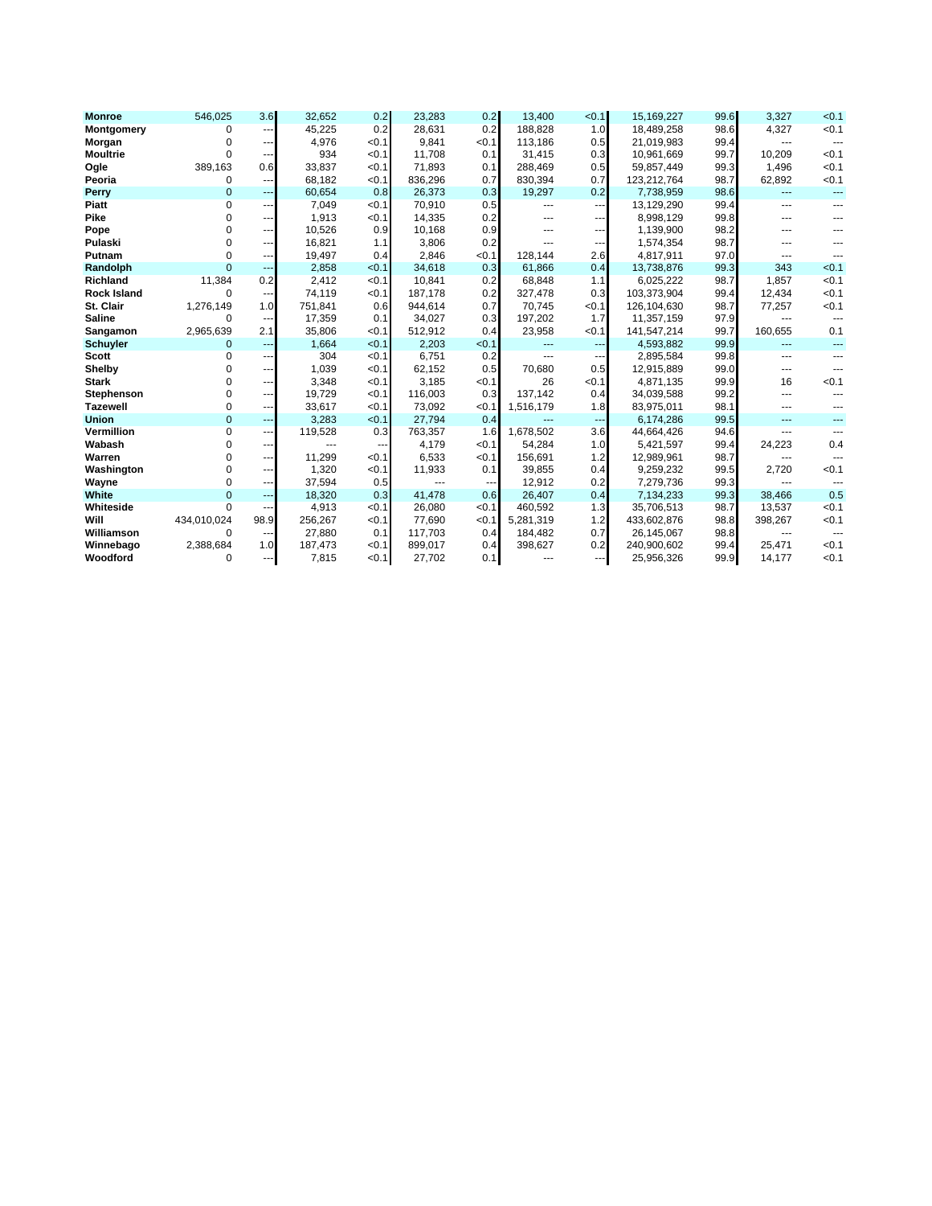| | | | | | | | | | | | | |
|---|---|---|---|---|---|---|---|---|---|---|---|---|
| **Monroe** | 546,025 | 3.6 | 32,652 | 0.2 | 23,283 | 0.2 | 13,400 | <0.1 | 15,169,227 | 99.6 | 3,327 | <0.1 |
| **Montgomery** | 0 | --- | 45,225 | 0.2 | 28,631 | 0.2 | 188,828 | 1.0 | 18,489,258 | 98.6 | 4,327 | <0.1 |
| **Morgan** | 0 | --- | 4,976 | <0.1 | 9,841 | <0.1 | 113,186 | 0.5 | 21,019,983 | 99.4 | --- | --- |
| **Moultrie** | 0 | --- | 934 | <0.1 | 11,708 | 0.1 | 31,415 | 0.3 | 10,961,669 | 99.7 | 10,209 | <0.1 |
| **Ogle** | 389,163 | 0.6 | 33,837 | <0.1 | 71,893 | 0.1 | 288,469 | 0.5 | 59,857,449 | 99.3 | 1,496 | <0.1 |
| **Peoria** | 0 | --- | 68,182 | <0.1 | 836,296 | 0.7 | 830,394 | 0.7 | 123,212,764 | 98.7 | 62,892 | <0.1 |
| **Perry** | 0 | --- | 60,654 | 0.8 | 26,373 | 0.3 | 19,297 | 0.2 | 7,738,959 | 98.6 | --- | --- |
| **Piatt** | 0 | --- | 7,049 | <0.1 | 70,910 | 0.5 | --- | --- | 13,129,290 | 99.4 | --- | --- |
| **Pike** | 0 | --- | 1,913 | <0.1 | 14,335 | 0.2 | --- | --- | 8,998,129 | 99.8 | --- | --- |
| **Pope** | 0 | --- | 10,526 | 0.9 | 10,168 | 0.9 | --- | --- | 1,139,900 | 98.2 | --- | --- |
| **Pulaski** | 0 | --- | 16,821 | 1.1 | 3,806 | 0.2 | --- | --- | 1,574,354 | 98.7 | --- | --- |
| **Putnam** | 0 | --- | 19,497 | 0.4 | 2,846 | <0.1 | 128,144 | 2.6 | 4,817,911 | 97.0 | --- | --- |
| **Randolph** | 0 | --- | 2,858 | <0.1 | 34,618 | 0.3 | 61,866 | 0.4 | 13,738,876 | 99.3 | 343 | <0.1 |
| **Richland** | 11,384 | 0.2 | 2,412 | <0.1 | 10,841 | 0.2 | 68,848 | 1.1 | 6,025,222 | 98.7 | 1,857 | <0.1 |
| **Rock Island** | 0 | --- | 74,119 | <0.1 | 187,178 | 0.2 | 327,478 | 0.3 | 103,373,904 | 99.4 | 12,434 | <0.1 |
| **St. Clair** | 1,276,149 | 1.0 | 751,841 | 0.6 | 944,614 | 0.7 | 70,745 | <0.1 | 126,104,630 | 98.7 | 77,257 | <0.1 |
| **Saline** | 0 | --- | 17,359 | 0.1 | 34,027 | 0.3 | 197,202 | 1.7 | 11,357,159 | 97.9 | --- | --- |
| **Sangamon** | 2,965,639 | 2.1 | 35,806 | <0.1 | 512,912 | 0.4 | 23,958 | <0.1 | 141,547,214 | 99.7 | 160,655 | 0.1 |
| **Schuyler** | 0 | --- | 1,664 | <0.1 | 2,203 | <0.1 | --- | --- | 4,593,882 | 99.9 | --- | --- |
| **Scott** | 0 | --- | 304 | <0.1 | 6,751 | 0.2 | --- | --- | 2,895,584 | 99.8 | --- | --- |
| **Shelby** | 0 | --- | 1,039 | <0.1 | 62,152 | 0.5 | 70,680 | 0.5 | 12,915,889 | 99.0 | --- | --- |
| **Stark** | 0 | --- | 3,348 | <0.1 | 3,185 | <0.1 | 26 | <0.1 | 4,871,135 | 99.9 | 16 | <0.1 |
| **Stephenson** | 0 | --- | 19,729 | <0.1 | 116,003 | 0.3 | 137,142 | 0.4 | 34,039,588 | 99.2 | --- | --- |
| **Tazewell** | 0 | --- | 33,617 | <0.1 | 73,092 | <0.1 | 1,516,179 | 1.8 | 83,975,011 | 98.1 | --- | --- |
| **Union** | 0 | --- | 3,283 | <0.1 | 27,794 | 0.4 | --- | --- | 6,174,286 | 99.5 | --- | --- |
| **Vermillion** | 0 | --- | 119,528 | 0.3 | 763,357 | 1.6 | 1,678,502 | 3.6 | 44,664,426 | 94.6 | --- | --- |
| **Wabash** | 0 | --- | --- | --- | 4,179 | <0.1 | 54,284 | 1.0 | 5,421,597 | 99.4 | 24,223 | 0.4 |
| **Warren** | 0 | --- | 11,299 | <0.1 | 6,533 | <0.1 | 156,691 | 1.2 | 12,989,961 | 98.7 | --- | --- |
| **Washington** | 0 | --- | 1,320 | <0.1 | 11,933 | 0.1 | 39,855 | 0.4 | 9,259,232 | 99.5 | 2,720 | <0.1 |
| **Wayne** | 0 | --- | 37,594 | 0.5 | --- | --- | 12,912 | 0.2 | 7,279,736 | 99.3 | --- | --- |
| **White** | 0 | --- | 18,320 | 0.3 | 41,478 | 0.6 | 26,407 | 0.4 | 7,134,233 | 99.3 | 38,466 | 0.5 |
| **Whiteside** | 0 | --- | 4,913 | <0.1 | 26,080 | <0.1 | 460,592 | 1.3 | 35,706,513 | 98.7 | 13,537 | <0.1 |
| **Will** | 434,010,024 | 98.9 | 256,267 | <0.1 | 77,690 | <0.1 | 5,281,319 | 1.2 | 433,602,876 | 98.8 | 398,267 | <0.1 |
| **Williamson** | 0 | --- | 27,880 | 0.1 | 117,703 | 0.4 | 184,482 | 0.7 | 26,145,067 | 98.8 | --- | --- |
| **Winnebago** | 2,388,684 | 1.0 | 187,473 | <0.1 | 899,017 | 0.4 | 398,627 | 0.2 | 240,900,602 | 99.4 | 25,471 | <0.1 |
| **Woodford** | 0 | --- | 7,815 | <0.1 | 27,702 | 0.1 | --- | --- | 25,956,326 | 99.9 | 14,177 | <0.1 |